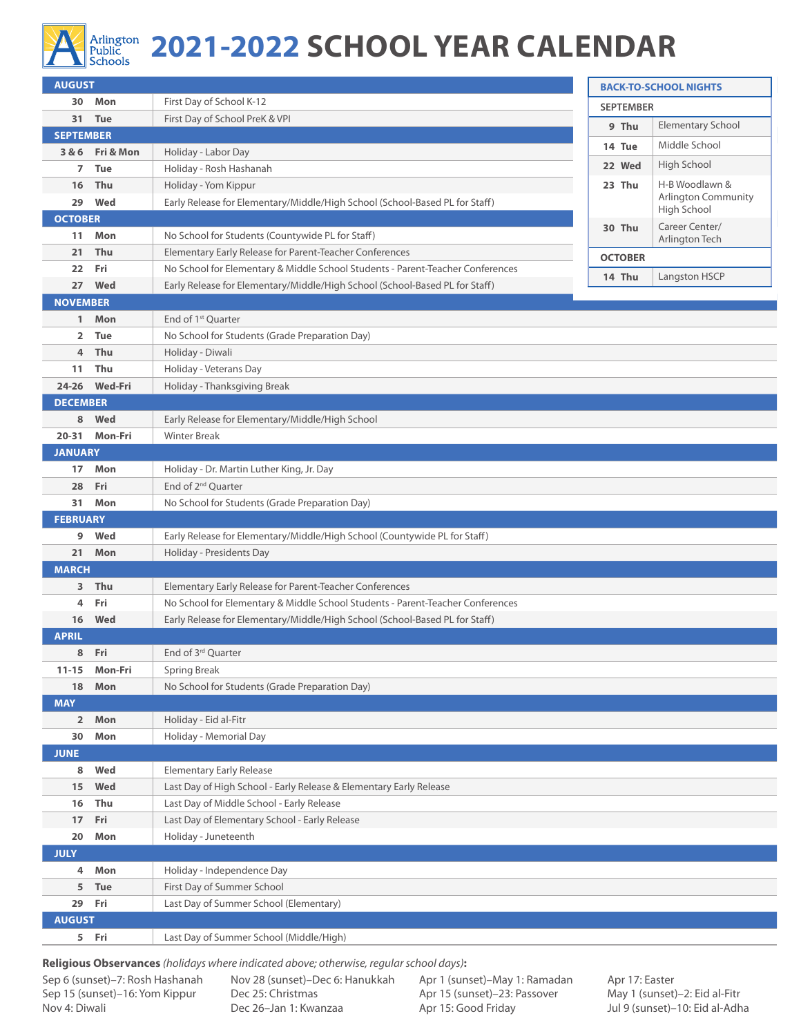# 2021-2022 SCHOOL YEAR CALENDAR

Arlington Public Schools

| Date | Day | Event |
|---|---|---|
| **AUGUST** | | |
| 30 | Mon | First Day of School K-12 |
| 31 | Tue | First Day of School PreK & VPI |
| **SEPTEMBER** | | |
| 3 & 6 | Fri & Mon | Holiday - Labor Day |
| 7 | Tue | Holiday - Rosh Hashanah |
| 16 | Thu | Holiday - Yom Kippur |
| 29 | Wed | Early Release for Elementary/Middle/High School (School-Based PL for Staff) |
| **OCTOBER** | | |
| 11 | Mon | No School for Students (Countywide PL for Staff) |
| 21 | Thu | Elementary Early Release for Parent-Teacher Conferences |
| 22 | Fri | No School for Elementary & Middle School Students - Parent-Teacher Conferences |
| 27 | Wed | Early Release for Elementary/Middle/High School (School-Based PL for Staff) |
| **NOVEMBER** | | |
| 1 | Mon | End of 1st Quarter |
| 2 | Tue | No School for Students (Grade Preparation Day) |
| 4 | Thu | Holiday - Diwali |
| 11 | Thu | Holiday - Veterans Day |
| 24-26 | Wed-Fri | Holiday - Thanksgiving Break |
| **DECEMBER** | | |
| 8 | Wed | Early Release for Elementary/Middle/High School |
| 20-31 | Mon-Fri | Winter Break |
| **JANUARY** | | |
| 17 | Mon | Holiday - Dr. Martin Luther King, Jr. Day |
| 28 | Fri | End of 2nd Quarter |
| 31 | Mon | No School for Students (Grade Preparation Day) |
| **FEBRUARY** | | |
| 9 | Wed | Early Release for Elementary/Middle/High School (Countywide PL for Staff) |
| 21 | Mon | Holiday - Presidents Day |
| **MARCH** | | |
| 3 | Thu | Elementary Early Release for Parent-Teacher Conferences |
| 4 | Fri | No School for Elementary & Middle School Students - Parent-Teacher Conferences |
| 16 | Wed | Early Release for Elementary/Middle/High School (School-Based PL for Staff) |
| **APRIL** | | |
| 8 | Fri | End of 3rd Quarter |
| 11-15 | Mon-Fri | Spring Break |
| 18 | Mon | No School for Students (Grade Preparation Day) |
| **MAY** | | |
| 2 | Mon | Holiday - Eid al-Fitr |
| 30 | Mon | Holiday - Memorial Day |
| **JUNE** | | |
| 8 | Wed | Elementary Early Release |
| 15 | Wed | Last Day of High School - Early Release & Elementary Early Release |
| 16 | Thu | Last Day of Middle School - Early Release |
| 17 | Fri | Last Day of Elementary School - Early Release |
| 20 | Mon | Holiday - Juneteenth |
| **JULY** | | |
| 4 | Mon | Holiday - Independence Day |
| 5 | Tue | First Day of Summer School |
| 29 | Fri | Last Day of Summer School (Elementary) |
| **AUGUST** | | |
| 5 | Fri | Last Day of Summer School (Middle/High) |

## BACK-TO-SCHOOL NIGHTS

| Date | Day | School |
|---|---|---|
| **SEPTEMBER** | | |
| 9 | Thu | Elementary School |
| 14 | Tue | Middle School |
| 22 | Wed | High School |
| 23 | Thu | H-B Woodlawn & Arlington Community High School |
| 30 | Thu | Career Center/ Arlington Tech |
| **OCTOBER** | | |
| 14 | Thu | Langston HSCP |

**Religious Observances** *(holidays where indicated above; otherwise, regular school days)***:**

- Sep 6 (sunset)–7: Rosh Hashanah
- Sep 15 (sunset)–16: Yom Kippur
- Nov 4: Diwali
- Nov 28 (sunset)–Dec 6: Hanukkah
- Dec 25: Christmas
- Dec 26–Jan 1: Kwanzaa
- Apr 1 (sunset)–May 1: Ramadan
- Apr 15 (sunset)–23: Passover
- Apr 15: Good Friday
- Apr 17: Easter
- May 1 (sunset)–2: Eid al-Fitr
- Jul 9 (sunset)–10: Eid al-Adha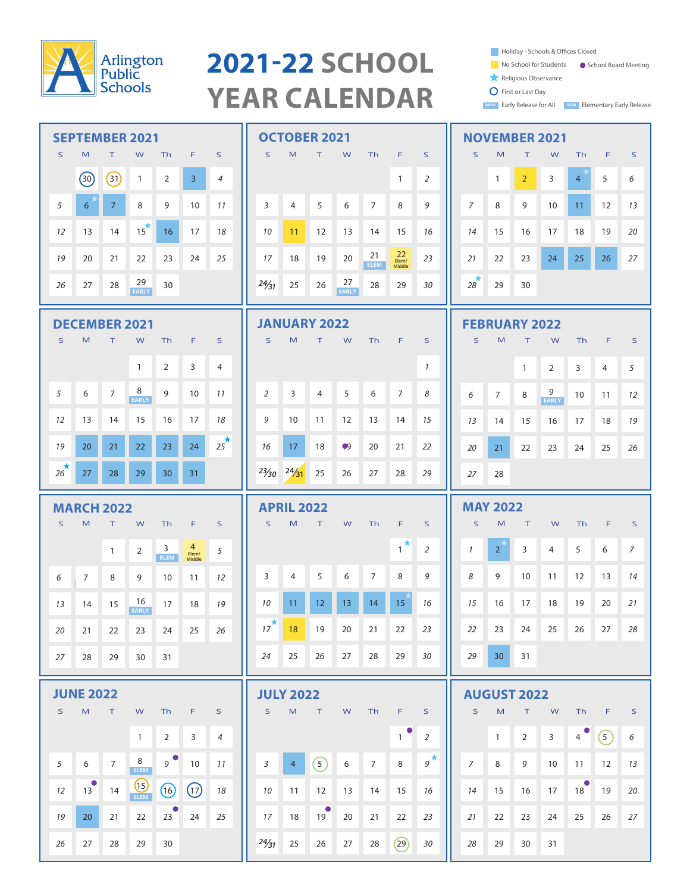Arlington Public Schools

# 2021-22 SCHOOL YEAR CALENDAR

- Holiday - Schools & Offices Closed
- No School for Students
- ★ Religious Observance
- ○ First or Last Day
- EARLY Early Release for All
- ● School Board Meeting
- ELEM Elementary Early Release

## SEPTEMBER 2021

| S | M | T | W | Th | F | S |
|---|---|---|---|---|---|---|
| | 30 | 31 | 1 | 2 | 3 | 4 |
| 5 | 6 ★ | 7 | 8 | 9 | 10 | 11 |
| 12 | 13 | 14 | 15 ★ | 16 | 17 | 18 |
| 19 | 20 | 21 | 22 | 23 | 24 | 25 |
| 26 | 27 | 28 | 29 EARLY | 30 | | |

## OCTOBER 2021

| S | M | T | W | Th | F | S |
|---|---|---|---|---|---|---|
| | | | | | 1 | 2 |
| 3 | 4 | 5 | 6 | 7 | 8 | 9 |
| 10 | 11 | 12 | 13 | 14 | 15 | 16 |
| 17 | 18 | 19 | 20 | 21 ELEM | 22 Elem/Middle | 23 |
| 24/31 | 25 | 26 | 27 EARLY | 28 | 29 | 30 |

## NOVEMBER 2021

| S | M | T | W | Th | F | S |
|---|---|---|---|---|---|---|
| | 1 | 2 | 3 | 4 ★ | 5 | 6 |
| 7 | 8 | 9 | 10 | 11 | 12 | 13 |
| 14 | 15 | 16 | 17 | 18 | 19 | 20 |
| 21 | 22 | 23 | 24 | 25 | 26 | 27 |
| 28 ★ | 29 | 30 | | | | |

## DECEMBER 2021

| S | M | T | W | Th | F | S |
|---|---|---|---|---|---|---|
| | | | 1 | 2 | 3 | 4 |
| 5 | 6 | 7 | 8 EARLY | 9 | 10 | 11 |
| 12 | 13 | 14 | 15 | 16 | 17 | 18 |
| 19 | 20 | 21 | 22 | 23 | 24 | 25 ★ |
| 26 ★ | 27 | 28 | 29 | 30 | 31 | |

## JANUARY 2022

| S | M | T | W | Th | F | S |
|---|---|---|---|---|---|---|
| | | | | | | 1 |
| 2 | 3 | 4 | 5 | 6 | 7 | 8 |
| 9 | 10 | 11 | 12 | 13 | 14 | 15 |
| 16 | 17 | 18 | 19 ● | 20 | 21 | 22 |
| 23/30 | 24/31 | 25 | 26 | 27 | 28 | 29 |

## FEBRUARY 2022

| S | M | T | W | Th | F | S |
|---|---|---|---|---|---|---|
| | | 1 | 2 | 3 | 4 | 5 |
| 6 | 7 | 8 | 9 EARLY | 10 | 11 | 12 |
| 13 | 14 | 15 | 16 | 17 | 18 | 19 |
| 20 | 21 | 22 | 23 | 24 | 25 | 26 |
| 27 | 28 | | | | | |

## MARCH 2022

| S | M | T | W | Th | F | S |
|---|---|---|---|---|---|---|
| | | 1 | 2 | 3 ELEM | 4 Elem/Middle | 5 |
| 6 | 7 | 8 | 9 | 10 | 11 | 12 |
| 13 | 14 | 15 | 16 EARLY | 17 | 18 | 19 |
| 20 | 21 | 22 | 23 | 24 | 25 | 26 |
| 27 | 28 | 29 | 30 | 31 | | |

## APRIL 2022

| S | M | T | W | Th | F | S |
|---|---|---|---|---|---|---|
| | | | | | 1 ★ | 2 |
| 3 | 4 | 5 | 6 | 7 | 8 | 9 |
| 10 | 11 | 12 | 13 | 14 | 15 ★ | 16 |
| 17 ★ | 18 | 19 | 20 | 21 | 22 | 23 |
| 24 | 25 | 26 | 27 | 28 | 29 | 30 |

## MAY 2022

| S | M | T | W | Th | F | S |
|---|---|---|---|---|---|---|
| 1 | 2 ★ | 3 | 4 | 5 | 6 | 7 |
| 8 | 9 | 10 | 11 | 12 | 13 | 14 |
| 15 | 16 | 17 | 18 | 19 | 20 | 21 |
| 22 | 23 | 24 | 25 | 26 | 27 | 28 |
| 29 | 30 | 31 | | | | |

## JUNE 2022

| S | M | T | W | Th | F | S |
|---|---|---|---|---|---|---|
| | | | 1 | 2 | 3 | 4 |
| 5 | 6 | 7 | 8 ELEM | 9 ● | 10 | 11 |
| 12 | 13 ● | 14 | 15 ELEM | 16 | 17 | 18 |
| 19 | 20 | 21 | 22 | 23 ● | 24 | 25 |
| 26 | 27 | 28 | 29 | 30 | | |

## JULY 2022

| S | M | T | W | Th | F | S |
|---|---|---|---|---|---|---|
| | | | | | 1 ● | 2 |
| 3 | 4 | 5 | 6 | 7 | 8 | 9 ★ |
| 10 | 11 | 12 | 13 | 14 | 15 | 16 |
| 17 | 18 | 19 ● | 20 | 21 | 22 | 23 |
| 24/31 | 25 | 26 | 27 | 28 | 29 | 30 |

## AUGUST 2022

| S | M | T | W | Th | F | S |
|---|---|---|---|---|---|---|
| | 1 | 2 | 3 | 4 ● | 5 | 6 |
| 7 | 8 | 9 | 10 | 11 | 12 | 13 |
| 14 | 15 | 16 | 17 | 18 ● | 19 | 20 |
| 21 | 22 | 23 | 24 | 25 | 26 | 27 |
| 28 | 29 | 30 | 31 | | | |